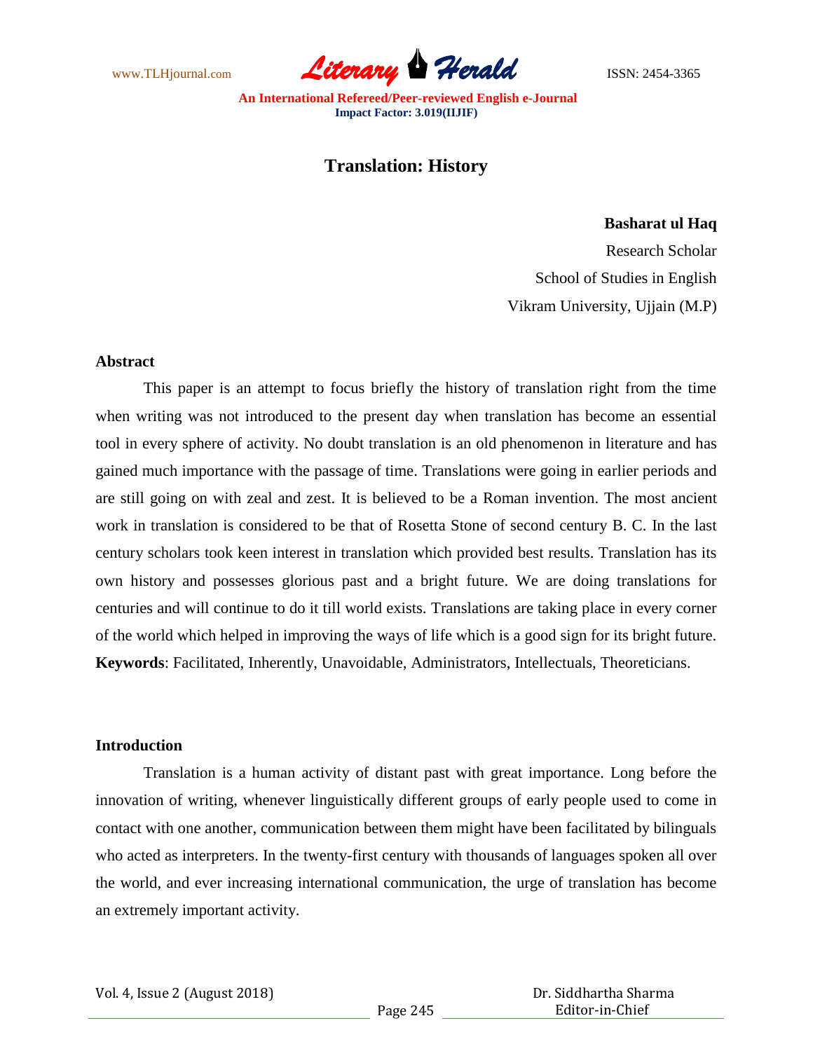# Translation: History

**Basharat ul Haq**

Research Scholar

School of Studies in English

Vikram University, Ujjain (M.P)

## Abstract

This paper is an attempt to focus briefly the history of translation right from the time when writing was not introduced to the present day when translation has become an essential tool in every sphere of activity. No doubt translation is an old phenomenon in literature and has gained much importance with the passage of time. Translations were going in earlier periods and are still going on with zeal and zest. It is believed to be a Roman invention. The most ancient work in translation is considered to be that of Rosetta Stone of second century B. C. In the last century scholars took keen interest in translation which provided best results. Translation has its own history and possesses glorious past and a bright future. We are doing translations for centuries and will continue to do it till world exists. Translations are taking place in every corner of the world which helped in improving the ways of life which is a good sign for its bright future.

**Keywords**: Facilitated, Inherently, Unavoidable, Administrators, Intellectuals, Theoreticians.

## Introduction

Translation is a human activity of distant past with great importance. Long before the innovation of writing, whenever linguistically different groups of early people used to come in contact with one another, communication between them might have been facilitated by bilinguals who acted as interpreters. In the twenty-first century with thousands of languages spoken all over the world, and ever increasing international communication, the urge of translation has become an extremely important activity.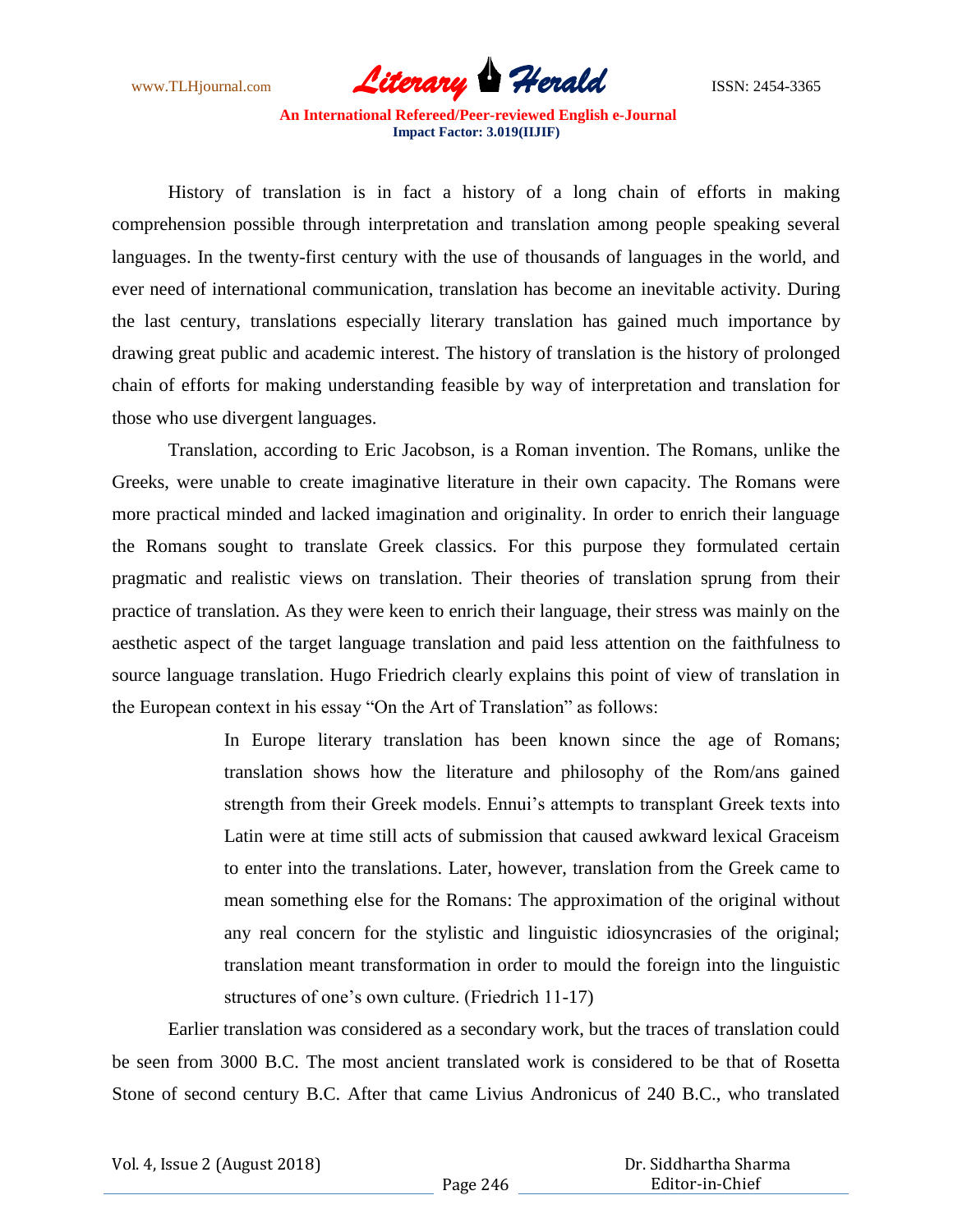History of translation is in fact a history of a long chain of efforts in making comprehension possible through interpretation and translation among people speaking several languages. In the twenty-first century with the use of thousands of languages in the world, and ever need of international communication, translation has become an inevitable activity. During the last century, translations especially literary translation has gained much importance by drawing great public and academic interest. The history of translation is the history of prolonged chain of efforts for making understanding feasible by way of interpretation and translation for those who use divergent languages.

Translation, according to Eric Jacobson, is a Roman invention. The Romans, unlike the Greeks, were unable to create imaginative literature in their own capacity. The Romans were more practical minded and lacked imagination and originality. In order to enrich their language the Romans sought to translate Greek classics. For this purpose they formulated certain pragmatic and realistic views on translation. Their theories of translation sprung from their practice of translation. As they were keen to enrich their language, their stress was mainly on the aesthetic aspect of the target language translation and paid less attention on the faithfulness to source language translation. Hugo Friedrich clearly explains this point of view of translation in the European context in his essay "On the Art of Translation" as follows:

> In Europe literary translation has been known since the age of Romans; translation shows how the literature and philosophy of the Rom/ans gained strength from their Greek models. Ennui's attempts to transplant Greek texts into Latin were at time still acts of submission that caused awkward lexical Graceism to enter into the translations. Later, however, translation from the Greek came to mean something else for the Romans: The approximation of the original without any real concern for the stylistic and linguistic idiosyncrasies of the original; translation meant transformation in order to mould the foreign into the linguistic structures of one's own culture. (Friedrich 11-17)

Earlier translation was considered as a secondary work, but the traces of translation could be seen from 3000 B.C. The most ancient translated work is considered to be that of Rosetta Stone of second century B.C. After that came Livius Andronicus of 240 B.C., who translated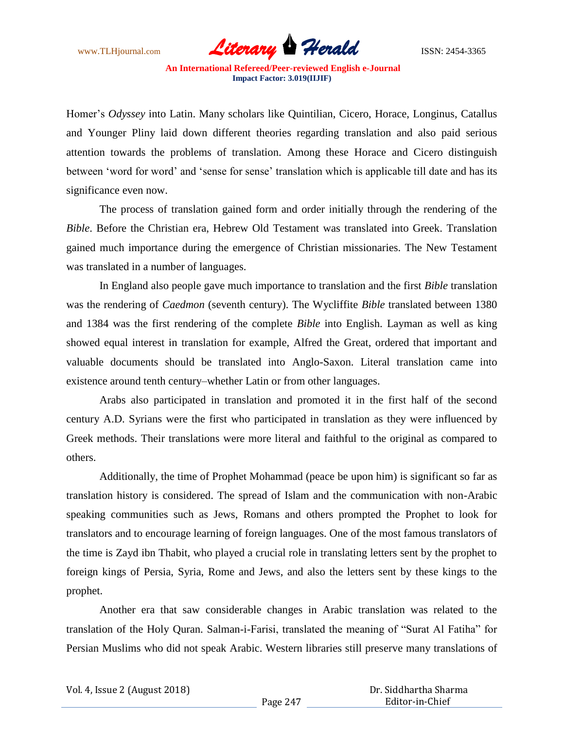Homer's *Odyssey* into Latin. Many scholars like Quintilian, Cicero, Horace, Longinus, Catallus and Younger Pliny laid down different theories regarding translation and also paid serious attention towards the problems of translation. Among these Horace and Cicero distinguish between 'word for word' and 'sense for sense' translation which is applicable till date and has its significance even now.

The process of translation gained form and order initially through the rendering of the *Bible*. Before the Christian era, Hebrew Old Testament was translated into Greek. Translation gained much importance during the emergence of Christian missionaries. The New Testament was translated in a number of languages.

In England also people gave much importance to translation and the first *Bible* translation was the rendering of *Caedmon* (seventh century). The Wycliffite *Bible* translated between 1380 and 1384 was the first rendering of the complete *Bible* into English. Layman as well as king showed equal interest in translation for example, Alfred the Great, ordered that important and valuable documents should be translated into Anglo-Saxon. Literal translation came into existence around tenth century–whether Latin or from other languages.

Arabs also participated in translation and promoted it in the first half of the second century A.D. Syrians were the first who participated in translation as they were influenced by Greek methods. Their translations were more literal and faithful to the original as compared to others.

Additionally, the time of Prophet Mohammad (peace be upon him) is significant so far as translation history is considered. The spread of Islam and the communication with non-Arabic speaking communities such as Jews, Romans and others prompted the Prophet to look for translators and to encourage learning of foreign languages. One of the most famous translators of the time is Zayd ibn Thabit, who played a crucial role in translating letters sent by the prophet to foreign kings of Persia, Syria, Rome and Jews, and also the letters sent by these kings to the prophet.

Another era that saw considerable changes in Arabic translation was related to the translation of the Holy Quran. Salman-i-Farisi, translated the meaning of "Surat Al Fatiha" for Persian Muslims who did not speak Arabic. Western libraries still preserve many translations of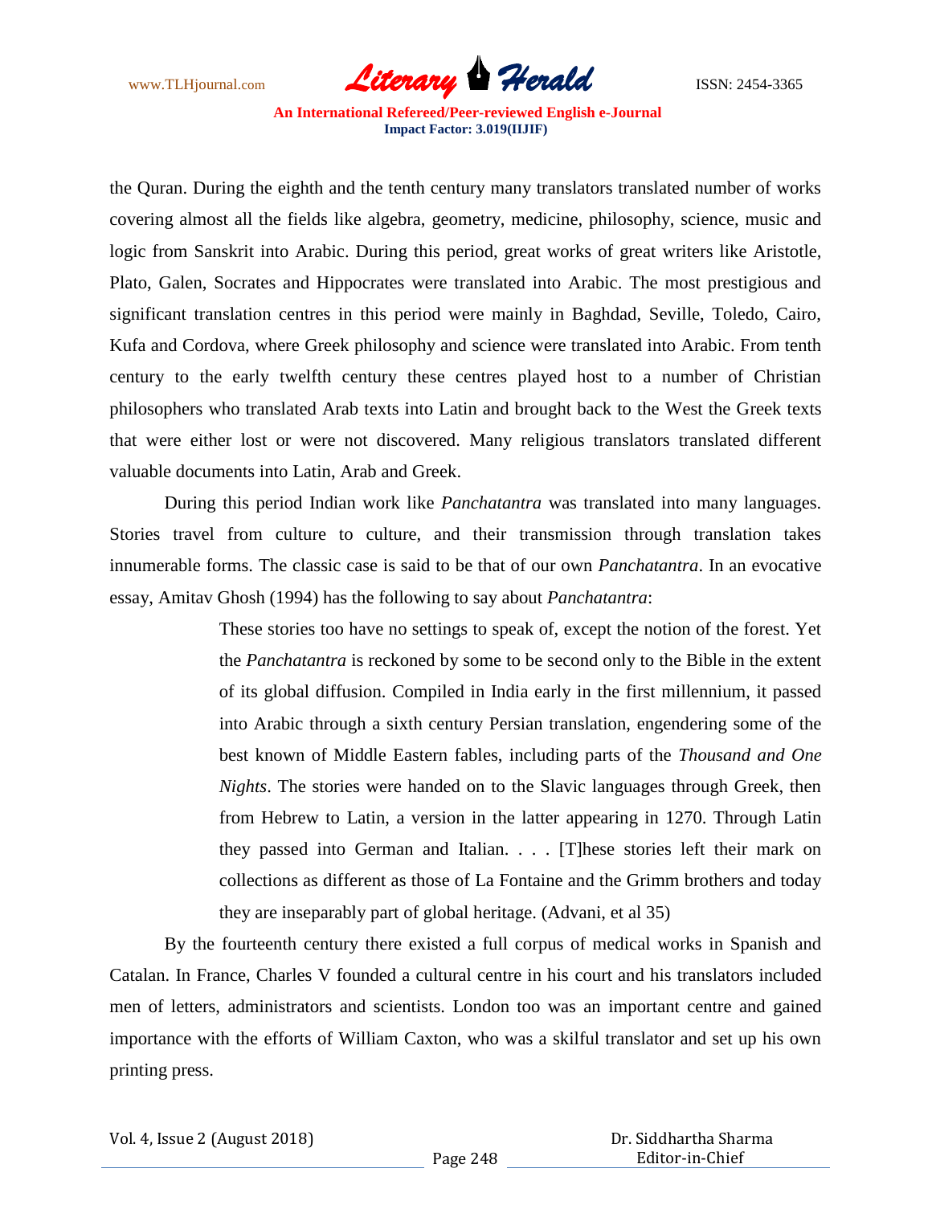the Quran. During the eighth and the tenth century many translators translated number of works covering almost all the fields like algebra, geometry, medicine, philosophy, science, music and logic from Sanskrit into Arabic. During this period, great works of great writers like Aristotle, Plato, Galen, Socrates and Hippocrates were translated into Arabic. The most prestigious and significant translation centres in this period were mainly in Baghdad, Seville, Toledo, Cairo, Kufa and Cordova, where Greek philosophy and science were translated into Arabic. From tenth century to the early twelfth century these centres played host to a number of Christian philosophers who translated Arab texts into Latin and brought back to the West the Greek texts that were either lost or were not discovered. Many religious translators translated different valuable documents into Latin, Arab and Greek.

During this period Indian work like *Panchatantra* was translated into many languages. Stories travel from culture to culture, and their transmission through translation takes innumerable forms. The classic case is said to be that of our own *Panchatantra*. In an evocative essay, Amitav Ghosh (1994) has the following to say about *Panchatantra*:

> These stories too have no settings to speak of, except the notion of the forest. Yet the *Panchatantra* is reckoned by some to be second only to the Bible in the extent of its global diffusion. Compiled in India early in the first millennium, it passed into Arabic through a sixth century Persian translation, engendering some of the best known of Middle Eastern fables, including parts of the *Thousand and One Nights*. The stories were handed on to the Slavic languages through Greek, then from Hebrew to Latin, a version in the latter appearing in 1270. Through Latin they passed into German and Italian. . . . [T]hese stories left their mark on collections as different as those of La Fontaine and the Grimm brothers and today they are inseparably part of global heritage. (Advani, et al 35)

By the fourteenth century there existed a full corpus of medical works in Spanish and Catalan. In France, Charles V founded a cultural centre in his court and his translators included men of letters, administrators and scientists. London too was an important centre and gained importance with the efforts of William Caxton, who was a skilful translator and set up his own printing press.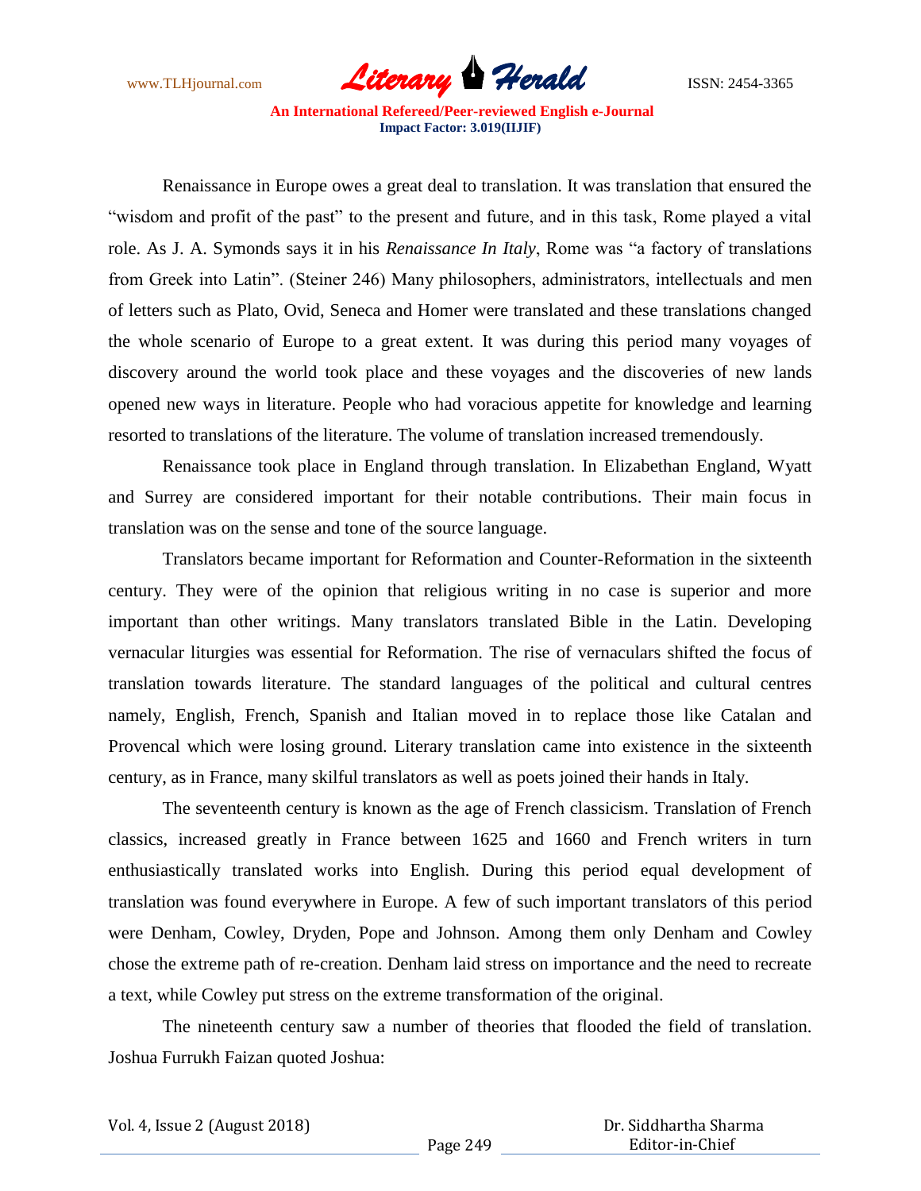Renaissance in Europe owes a great deal to translation. It was translation that ensured the "wisdom and profit of the past" to the present and future, and in this task, Rome played a vital role. As J. A. Symonds says it in his *Renaissance In Italy*, Rome was "a factory of translations from Greek into Latin". (Steiner 246) Many philosophers, administrators, intellectuals and men of letters such as Plato, Ovid, Seneca and Homer were translated and these translations changed the whole scenario of Europe to a great extent. It was during this period many voyages of discovery around the world took place and these voyages and the discoveries of new lands opened new ways in literature. People who had voracious appetite for knowledge and learning resorted to translations of the literature. The volume of translation increased tremendously.

Renaissance took place in England through translation. In Elizabethan England, Wyatt and Surrey are considered important for their notable contributions. Their main focus in translation was on the sense and tone of the source language.

Translators became important for Reformation and Counter-Reformation in the sixteenth century. They were of the opinion that religious writing in no case is superior and more important than other writings. Many translators translated Bible in the Latin. Developing vernacular liturgies was essential for Reformation. The rise of vernaculars shifted the focus of translation towards literature. The standard languages of the political and cultural centres namely, English, French, Spanish and Italian moved in to replace those like Catalan and Provencal which were losing ground. Literary translation came into existence in the sixteenth century, as in France, many skilful translators as well as poets joined their hands in Italy.

The seventeenth century is known as the age of French classicism. Translation of French classics, increased greatly in France between 1625 and 1660 and French writers in turn enthusiastically translated works into English. During this period equal development of translation was found everywhere in Europe. A few of such important translators of this period were Denham, Cowley, Dryden, Pope and Johnson. Among them only Denham and Cowley chose the extreme path of re-creation. Denham laid stress on importance and the need to recreate a text, while Cowley put stress on the extreme transformation of the original.

The nineteenth century saw a number of theories that flooded the field of translation. Joshua Furrukh Faizan quoted Joshua: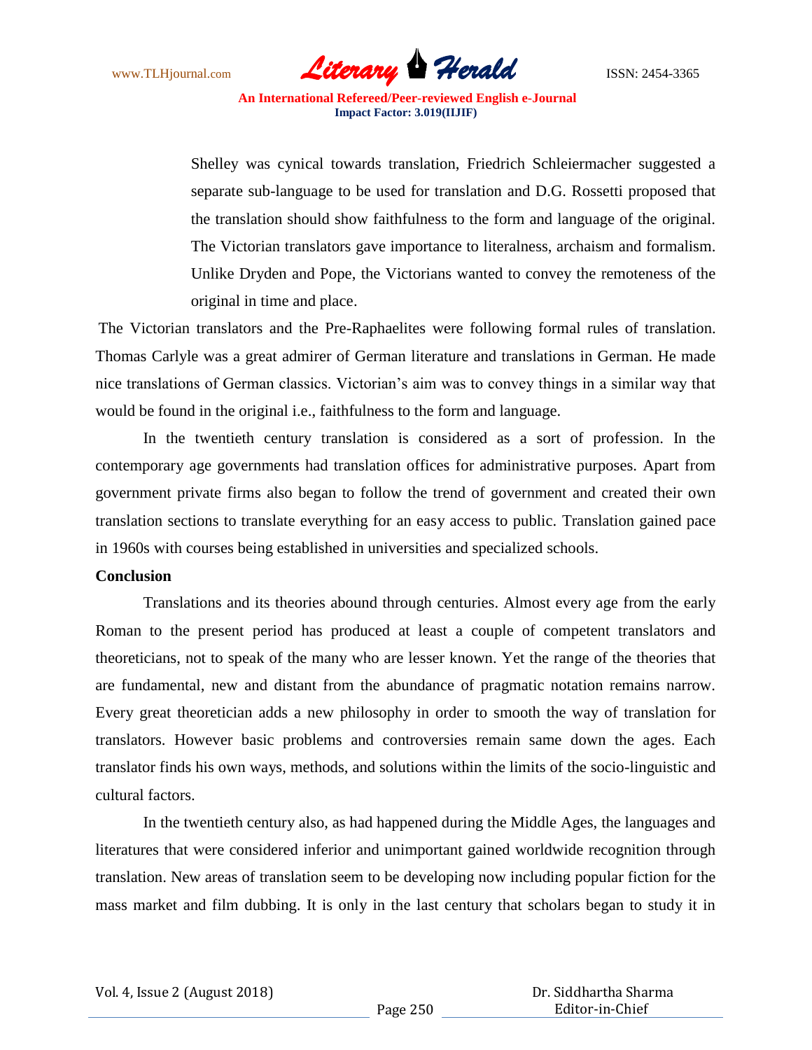Shelley was cynical towards translation, Friedrich Schleiermacher suggested a separate sub-language to be used for translation and D.G. Rossetti proposed that the translation should show faithfulness to the form and language of the original. The Victorian translators gave importance to literalness, archaism and formalism. Unlike Dryden and Pope, the Victorians wanted to convey the remoteness of the original in time and place.

The Victorian translators and the Pre-Raphaelites were following formal rules of translation. Thomas Carlyle was a great admirer of German literature and translations in German. He made nice translations of German classics. Victorian's aim was to convey things in a similar way that would be found in the original i.e., faithfulness to the form and language.

In the twentieth century translation is considered as a sort of profession. In the contemporary age governments had translation offices for administrative purposes. Apart from government private firms also began to follow the trend of government and created their own translation sections to translate everything for an easy access to public. Translation gained pace in 1960s with courses being established in universities and specialized schools.

**Conclusion**

Translations and its theories abound through centuries. Almost every age from the early Roman to the present period has produced at least a couple of competent translators and theoreticians, not to speak of the many who are lesser known. Yet the range of the theories that are fundamental, new and distant from the abundance of pragmatic notation remains narrow. Every great theoretician adds a new philosophy in order to smooth the way of translation for translators. However basic problems and controversies remain same down the ages. Each translator finds his own ways, methods, and solutions within the limits of the socio-linguistic and cultural factors.

In the twentieth century also, as had happened during the Middle Ages, the languages and literatures that were considered inferior and unimportant gained worldwide recognition through translation. New areas of translation seem to be developing now including popular fiction for the mass market and film dubbing. It is only in the last century that scholars began to study it in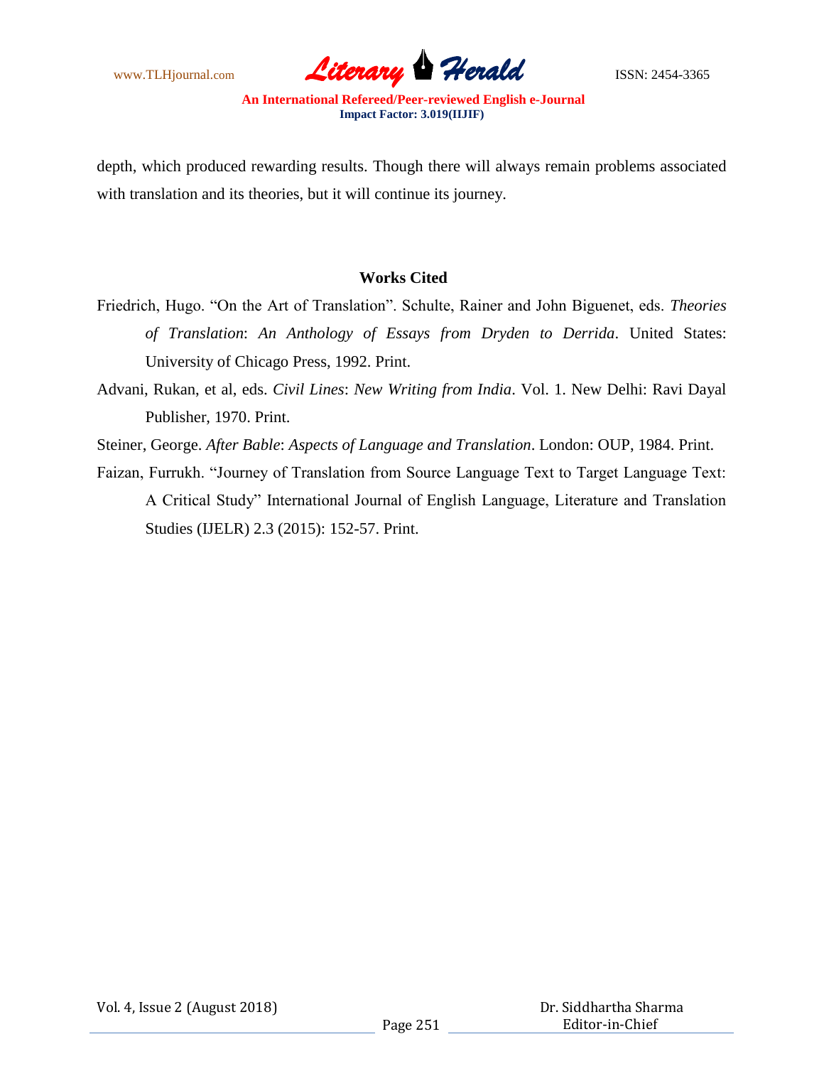depth, which produced rewarding results. Though there will always remain problems associated with translation and its theories, but it will continue its journey.

## Works Cited

Friedrich, Hugo. "On the Art of Translation". Schulte, Rainer and John Biguenet, eds. *Theories of Translation*: *An Anthology of Essays from Dryden to Derrida*. United States: University of Chicago Press, 1992. Print.

Advani, Rukan, et al, eds. *Civil Lines*: *New Writing from India*. Vol. 1. New Delhi: Ravi Dayal Publisher, 1970. Print.

Steiner, George. *After Bable*: *Aspects of Language and Translation*. London: OUP, 1984. Print.

Faizan, Furrukh. "Journey of Translation from Source Language Text to Target Language Text: A Critical Study" International Journal of English Language, Literature and Translation Studies (IJELR) 2.3 (2015): 152-57. Print.